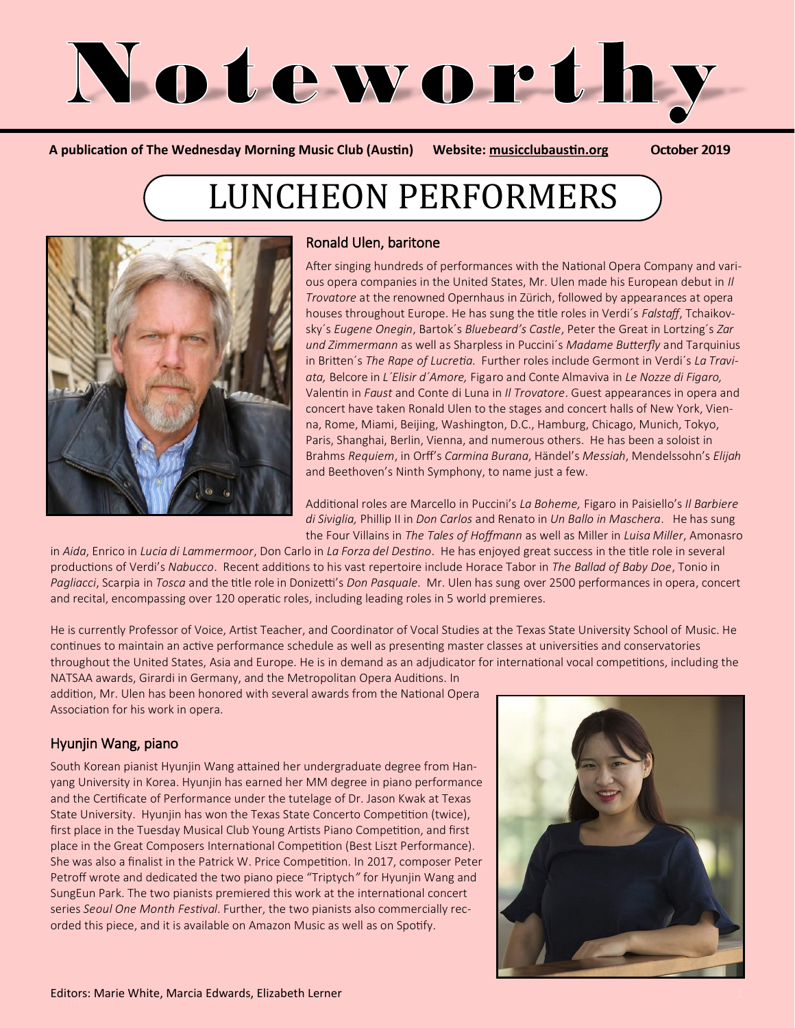# Noteworthy

**A publication of The Wednesday Morning Music Club (Austin)    Website: musicclubaustin.org    October 2019**

## LUNCHEON PERFORMERS

### Ronald Ulen, baritone

After singing hundreds of performances with the National Opera Company and various opera companies in the United States, Mr. Ulen made his European debut in *Il Trovatore* at the renowned Opernhaus in Zürich, followed by appearances at opera houses throughout Europe. He has sung the title roles in Verdi´s *Falstaff*, Tchaikovsky´s *Eugene Onegin*, Bartok´s *Bluebeard's Castle*, Peter the Great in Lortzing´s *Zar und Zimmermann* as well as Sharpless in Puccini´s *Madame Butterfly* and Tarquinius in Britten´s *The Rape of Lucretia.* Further roles include Germont in Verdi´s *La Traviata,* Belcore in *L´Elisir d´Amore,* Figaro and Conte Almaviva in *Le Nozze di Figaro,* Valentin in *Faust* and Conte di Luna in *Il Trovatore*. Guest appearances in opera and concert have taken Ronald Ulen to the stages and concert halls of New York, Vienna, Rome, Miami, Beijing, Washington, D.C., Hamburg, Chicago, Munich, Tokyo, Paris, Shanghai, Berlin, Vienna, and numerous others. He has been a soloist in Brahms *Requiem*, in Orff's *Carmina Burana*, Händel's *Messiah*, Mendelssohn's *Elijah* and Beethoven's Ninth Symphony, to name just a few.

Additional roles are Marcello in Puccini's *La Boheme,* Figaro in Paisiello's *Il Barbiere di Siviglia,* Phillip II in *Don Carlos* and Renato in *Un Ballo in Maschera*. He has sung the Four Villains in *The Tales of Hoffmann* as well as Miller in *Luisa Miller*, Amonasro in *Aida*, Enrico in *Lucia di Lammermoor*, Don Carlo in *La Forza del Destino*. He has enjoyed great success in the title role in several productions of Verdi's *Nabucco*. Recent additions to his vast repertoire include Horace Tabor in *The Ballad of Baby Doe*, Tonio in *Pagliacci*, Scarpia in *Tosca* and the title role in Donizetti's *Don Pasquale.* Mr. Ulen has sung over 2500 performances in opera, concert and recital, encompassing over 120 operatic roles, including leading roles in 5 world premieres.

He is currently Professor of Voice, Artist Teacher, and Coordinator of Vocal Studies at the Texas State University School of Music. He continues to maintain an active performance schedule as well as presenting master classes at universities and conservatories throughout the United States, Asia and Europe. He is in demand as an adjudicator for international vocal competitions, including the NATSAA awards, Girardi in Germany, and the Metropolitan Opera Auditions. In addition, Mr. Ulen has been honored with several awards from the National Opera Association for his work in opera.

### Hyunjin Wang, piano

South Korean pianist Hyunjin Wang attained her undergraduate degree from Hanyang University in Korea. Hyunjin has earned her MM degree in piano performance and the Certificate of Performance under the tutelage of Dr. Jason Kwak at Texas State University. Hyunjin has won the Texas State Concerto Competition (twice), first place in the Tuesday Musical Club Young Artists Piano Competition, and first place in the Great Composers International Competition (Best Liszt Performance). She was also a finalist in the Patrick W. Price Competition. In 2017, composer Peter Petroff wrote and dedicated the two piano piece "Triptych" for Hyunjin Wang and SungEun Park. The two pianists premiered this work at the international concert series *Seoul One Month Festival*. Further, the two pianists also commercially recorded this piece, and it is available on Amazon Music as well as on Spotify.

Editors: Marie White, Marcia Edwards, Elizabeth Lerner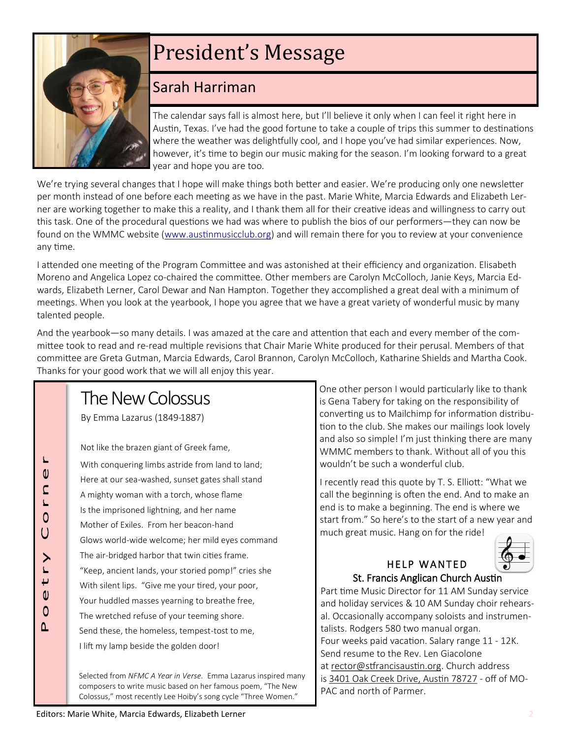# President's Message

## Sarah Harriman

The calendar says fall is almost here, but I'll believe it only when I can feel it right here in Austin, Texas. I've had the good fortune to take a couple of trips this summer to destinations where the weather was delightfully cool, and I hope you've had similar experiences. Now, however, it's time to begin our music making for the season. I'm looking forward to a great year and hope you are too.

We're trying several changes that I hope will make things both better and easier. We're producing only one newsletter per month instead of one before each meeting as we have in the past. Marie White, Marcia Edwards and Elizabeth Lerner are working together to make this a reality, and I thank them all for their creative ideas and willingness to carry out this task. One of the procedural questions we had was where to publish the bios of our performers—they can now be found on the WMMC website (www.austinmusicclub.org) and will remain there for you to review at your convenience any time.

I attended one meeting of the Program Committee and was astonished at their efficiency and organization. Elisabeth Moreno and Angelica Lopez co-chaired the committee. Other members are Carolyn McColloch, Janie Keys, Marcia Edwards, Elizabeth Lerner, Carol Dewar and Nan Hampton. Together they accomplished a great deal with a minimum of meetings. When you look at the yearbook, I hope you agree that we have a great variety of wonderful music by many talented people.

And the yearbook—so many details. I was amazed at the care and attention that each and every member of the committee took to read and re-read multiple revisions that Chair Marie White produced for their perusal. Members of that committee are Greta Gutman, Marcia Edwards, Carol Brannon, Carolyn McColloch, Katharine Shields and Martha Cook. Thanks for your good work that we will all enjoy this year.

One other person I would particularly like to thank is Gena Tabery for taking on the responsibility of converting us to Mailchimp for information distribution to the club. She makes our mailings look lovely and also so simple! I'm just thinking there are many WMMC members to thank. Without all of you this wouldn't be such a wonderful club.

I recently read this quote by T. S. Elliott: "What we call the beginning is often the end. And to make an end is to make a beginning. The end is where we start from." So here's to the start of a new year and much great music. Hang on for the ride!

## Poetry Corner

### The New Colossus

By Emma Lazarus (1849-1887)

Not like the brazen giant of Greek fame,
With conquering limbs astride from land to land;
Here at our sea-washed, sunset gates shall stand
A mighty woman with a torch, whose flame
Is the imprisoned lightning, and her name
Mother of Exiles. From her beacon-hand
Glows world-wide welcome; her mild eyes command
The air-bridged harbor that twin cities frame.
"Keep, ancient lands, your storied pomp!" cries she
With silent lips. "Give me your tired, your poor,
Your huddled masses yearning to breathe free,
The wretched refuse of your teeming shore.
Send these, the homeless, tempest-tost to me,
I lift my lamp beside the golden door!

Selected from *NFMC A Year in Verse.* Emma Lazarus inspired many composers to write music based on her famous poem, "The New Colossus," most recently Lee Hoiby's song cycle "Three Women."

### HELP WANTED

**St. Francis Anglican Church Austin**

Part time Music Director for 11 AM Sunday service and holiday services & 10 AM Sunday choir rehearsal. Occasionally accompany soloists and instrumentalists. Rodgers 580 two manual organ.
Four weeks paid vacation. Salary range 11 - 12K.
Send resume to the Rev. Len Giacolone at rector@stfrancisaustin.org. Church address is 3401 Oak Creek Drive, Austin 78727 - off of MOPAC and north of Parmer.

Editors: Marie White, Marcia Edwards, Elizabeth Lerner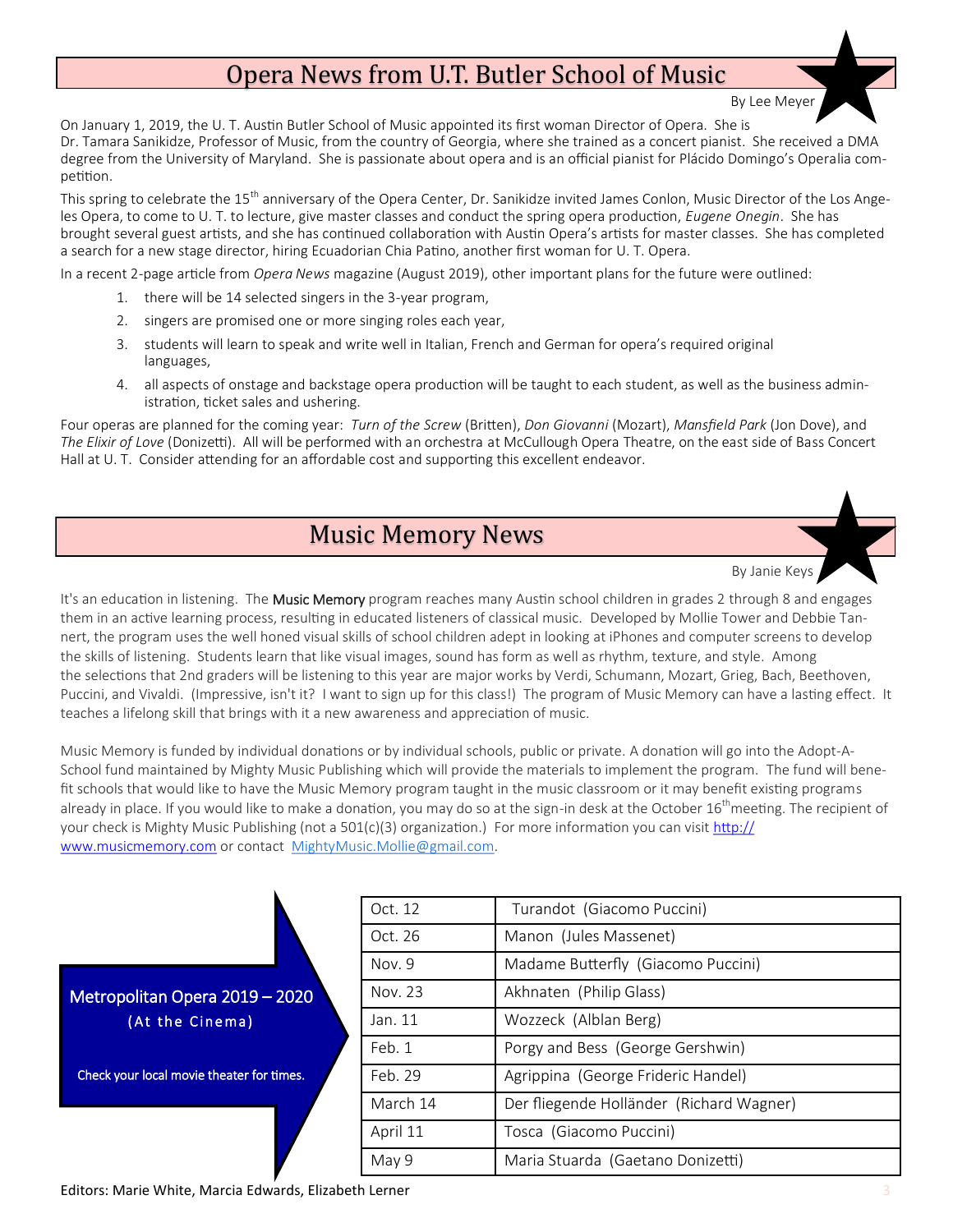# Opera News from U.T. Butler School of Music

By Lee Meyer

On January 1, 2019, the U. T. Austin Butler School of Music appointed its first woman Director of Opera. She is Dr. Tamara Sanikidze, Professor of Music, from the country of Georgia, where she trained as a concert pianist. She received a DMA degree from the University of Maryland. She is passionate about opera and is an official pianist for Plácido Domingo's Operalia competition.

This spring to celebrate the 15th anniversary of the Opera Center, Dr. Sanikidze invited James Conlon, Music Director of the Los Angeles Opera, to come to U. T. to lecture, give master classes and conduct the spring opera production, *Eugene Onegin*. She has brought several guest artists, and she has continued collaboration with Austin Opera's artists for master classes. She has completed a search for a new stage director, hiring Ecuadorian Chia Patino, another first woman for U. T. Opera.

In a recent 2-page article from *Opera News* magazine (August 2019), other important plans for the future were outlined:

1. there will be 14 selected singers in the 3-year program,
2. singers are promised one or more singing roles each year,
3. students will learn to speak and write well in Italian, French and German for opera's required original languages,
4. all aspects of onstage and backstage opera production will be taught to each student, as well as the business administration, ticket sales and ushering.

Four operas are planned for the coming year: *Turn of the Screw* (Britten), *Don Giovanni* (Mozart), *Mansfield Park* (Jon Dove), and *The Elixir of Love* (Donizetti). All will be performed with an orchestra at McCullough Opera Theatre, on the east side of Bass Concert Hall at U. T. Consider attending for an affordable cost and supporting this excellent endeavor.

# Music Memory News

By Janie Keys

It's an education in listening. The **Music Memory** program reaches many Austin school children in grades 2 through 8 and engages them in an active learning process, resulting in educated listeners of classical music. Developed by Mollie Tower and Debbie Tannert, the program uses the well honed visual skills of school children adept in looking at iPhones and computer screens to develop the skills of listening. Students learn that like visual images, sound has form as well as rhythm, texture, and style. Among the selections that 2nd graders will be listening to this year are major works by Verdi, Schumann, Mozart, Grieg, Bach, Beethoven, Puccini, and Vivaldi. (Impressive, isn't it? I want to sign up for this class!) The program of Music Memory can have a lasting effect. It teaches a lifelong skill that brings with it a new awareness and appreciation of music.

Music Memory is funded by individual donations or by individual schools, public or private. A donation will go into the Adopt-A-School fund maintained by Mighty Music Publishing which will provide the materials to implement the program. The fund will benefit schools that would like to have the Music Memory program taught in the music classroom or it may benefit existing programs already in place. If you would like to make a donation, you may do so at the sign-in desk at the October 16th meeting. The recipient of your check is Mighty Music Publishing (not a 501(c)(3) organization.) For more information you can visit http://www.musicmemory.com or contact MightyMusic.Mollie@gmail.com.

**Metropolitan Opera 2019 – 2020**
(At the Cinema)

Check your local movie theater for times.

| Date | Opera |
|---|---|
| Oct. 12 | Turandot (Giacomo Puccini) |
| Oct. 26 | Manon (Jules Massenet) |
| Nov. 9 | Madame Butterfly (Giacomo Puccini) |
| Nov. 23 | Akhnaten (Philip Glass) |
| Jan. 11 | Wozzeck (Alblan Berg) |
| Feb. 1 | Porgy and Bess (George Gershwin) |
| Feb. 29 | Agrippina (George Frideric Handel) |
| March 14 | Der fliegende Holländer (Richard Wagner) |
| April 11 | Tosca (Giacomo Puccini) |
| May 9 | Maria Stuarda (Gaetano Donizetti) |

Editors: Marie White, Marcia Edwards, Elizabeth Lerner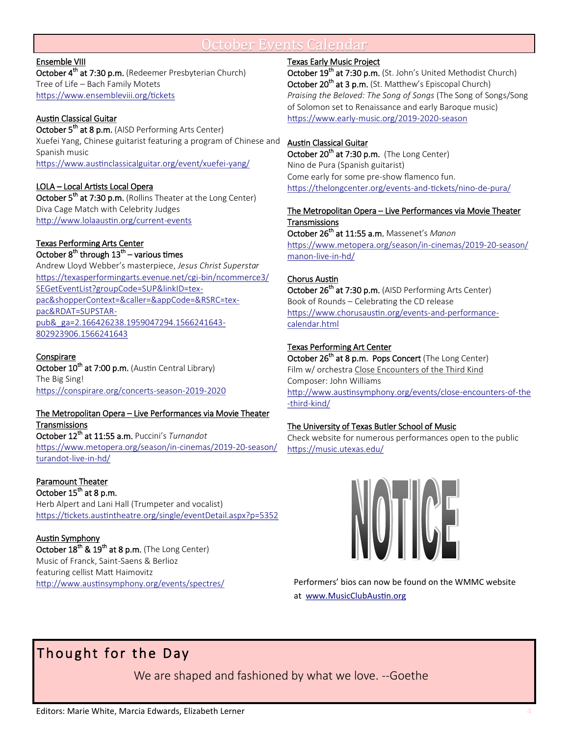# October Events Calendar

<u>Ensemble VIII</u>
**October 4th at 7:30 p.m.** (Redeemer Presbyterian Church)
Tree of Life – Bach Family Motets
https://www.ensembleviii.org/tickets

<u>Austin Classical Guitar</u>
**October 5th at 8 p.m.** (AISD Performing Arts Center)
Xuefei Yang, Chinese guitarist featuring a program of Chinese and Spanish music
https://www.austinclassicalguitar.org/event/xuefei-yang/

<u>LOLA – Local Artists Local Opera</u>
**October 5th at 7:30 p.m.** (Rollins Theater at the Long Center)
Diva Cage Match with Celebrity Judges
http://www.lolaaustin.org/current-events

<u>Texas Performing Arts Center</u>
**October 8th through 13th – various times**
Andrew Lloyd Webber's masterpiece, *Jesus Christ Superstar*
https://texasperformingarts.evenue.net/cgi-bin/ncommerce3/SEGetEventList?groupCode=SUP&linkID=tex-pac&shopperContext=&caller=&appCode=&RSRC=tex-pac&RDAT=SUPSTAR-pub&_ga=2.166426238.1959047294.1566241643-802923906.1566241643

<u>Conspirare</u>
**October 10th at 7:00 p.m.** (Austin Central Library)
The Big Sing!
https://conspirare.org/concerts-season-2019-2020

<u>The Metropolitan Opera – Live Performances via Movie Theater Transmissions</u>
**October 12th at 11:55 a.m.** Puccini's *Turandot*
https://www.metopera.org/season/in-cinemas/2019-20-season/turandot-live-in-hd/

<u>Paramount Theater</u>
**October 15th at 8 p.m.**
Herb Alpert and Lani Hall (Trumpeter and vocalist)
https://tickets.austintheatre.org/single/eventDetail.aspx?p=5352

<u>Austin Symphony</u>
**October 18th & 19th at 8 p.m.** (The Long Center)
Music of Franck, Saint-Saens & Berlioz
featuring cellist Matt Haimovitz
http://www.austinsymphony.org/events/spectres/

<u>Texas Early Music Project</u>
**October 19th at 7:30 p.m.** (St. John's United Methodist Church)
**October 20th at 3 p.m.** (St. Matthew's Episcopal Church)
*Praising the Beloved: The Song of Songs* (The Song of Songs/Song of Solomon set to Renaissance and early Baroque music)
https://www.early-music.org/2019-2020-season

<u>Austin Classical Guitar</u>
**October 20th at 7:30 p.m.** (The Long Center)
Nino de Pura (Spanish guitarist)
Come early for some pre-show flamenco fun.
https://thelongcenter.org/events-and-tickets/nino-de-pura/

<u>The Metropolitan Opera – Live Performances via Movie Theater Transmissions</u>
**October 26th at 11:55 a.m.** Massenet's *Manon*
https://www.metopera.org/season/in-cinemas/2019-20-season/manon-live-in-hd/

<u>Chorus Austin</u>
**October 26th at 7:30 p.m.** (AISD Performing Arts Center)
Book of Rounds – Celebrating the CD release
https://www.chorusaustin.org/events-and-performance-calendar.html

<u>Texas Performing Art Center</u>
**October 26th at 8 p.m. Pops Concert** (The Long Center)
Film w/ orchestra <u>Close Encounters of the Third Kind</u>
Composer: John Williams
http://www.austinsymphony.org/events/close-encounters-of-the-third-kind/

<u>The University of Texas Butler School of Music</u>
Check website for numerous performances open to the public
https://music.utexas.edu/

**NOTICE**

Performers' bios can now be found on the WMMC website at www.MusicClubAustin.org

## Thought for the Day

We are shaped and fashioned by what we love. --Goethe

Editors: Marie White, Marcia Edwards, Elizabeth Lerner